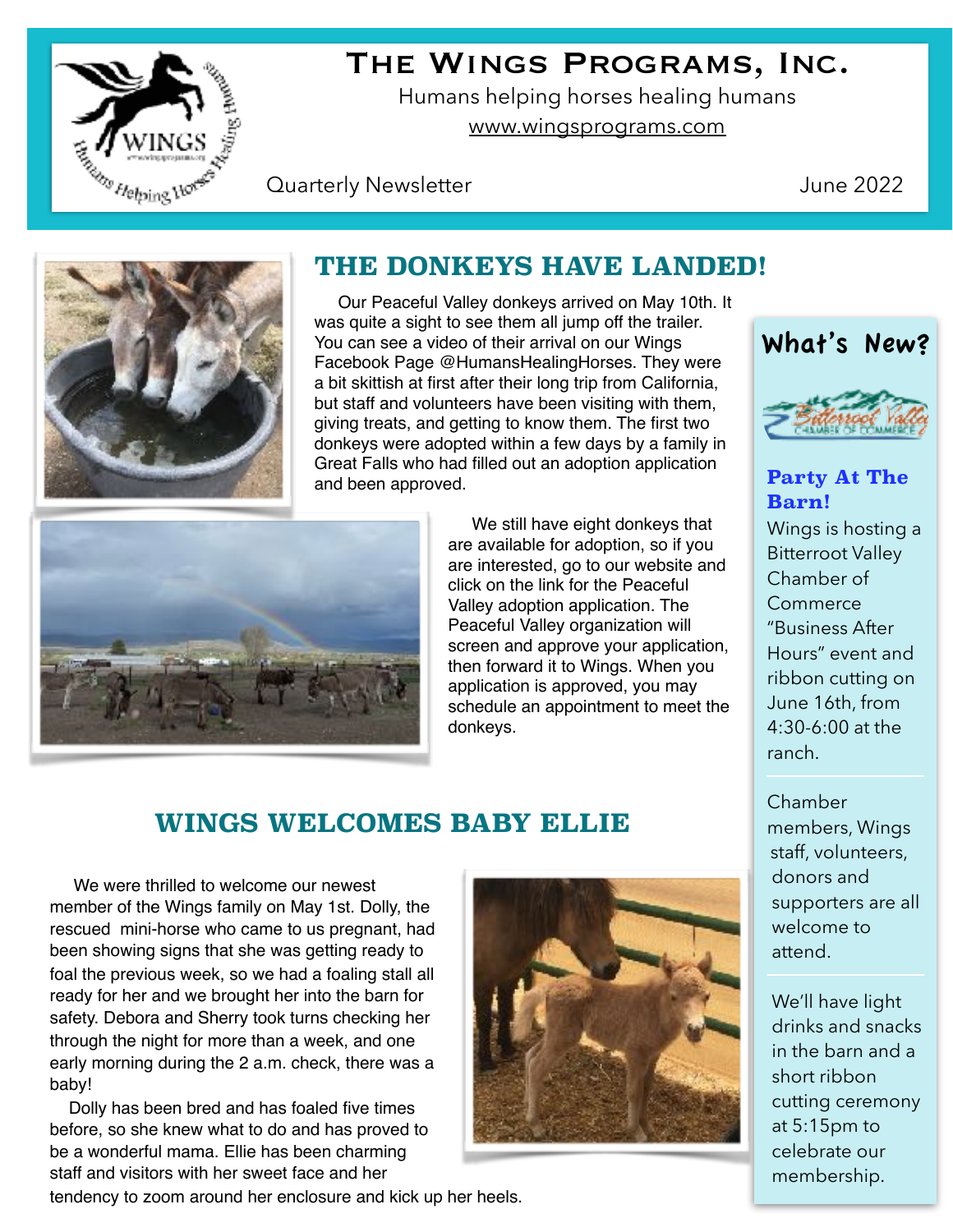# The Wings Programs, Inc.

Humans helping horses healing humans

www.wingsprograms.com

Quarterly Newsletter

June 2022

## THE DONKEYS HAVE LANDED!

Our Peaceful Valley donkeys arrived on May 10th. It was quite a sight to see them all jump off the trailer. You can see a video of their arrival on our Wings Facebook Page @HumansHealingHorses. They were a bit skittish at first after their long trip from California, but staff and volunteers have been visiting with them, giving treats, and getting to know them. The first two donkeys were adopted within a few days by a family in Great Falls who had filled out an adoption application and been approved.

We still have eight donkeys that are available for adoption, so if you are interested, go to our website and click on the link for the Peaceful Valley adoption application. The Peaceful Valley organization will screen and approve your application, then forward it to Wings. When you application is approved, you may schedule an appointment to meet the donkeys.

## WINGS WELCOMES BABY ELLIE

We were thrilled to welcome our newest member of the Wings family on May 1st. Dolly, the rescued mini-horse who came to us pregnant, had been showing signs that she was getting ready to foal the previous week, so we had a foaling stall all ready for her and we brought her into the barn for safety. Debora and Sherry took turns checking her through the night for more than a week, and one early morning during the 2 a.m. check, there was a baby!

Dolly has been bred and has foaled five times before, so she knew what to do and has proved to be a wonderful mama. Ellie has been charming staff and visitors with her sweet face and her tendency to zoom around her enclosure and kick up her heels.

## What's New?

Bitterroot Valley Chamber of Commerce

### Party At The Barn!

Wings is hosting a Bitterroot Valley Chamber of Commerce "Business After Hours" event and ribbon cutting on June 16th, from 4:30-6:00 at the ranch.

Chamber members, Wings staff, volunteers, donors and supporters are all welcome to attend.

We'll have light drinks and snacks in the barn and a short ribbon cutting ceremony at 5:15pm to celebrate our membership.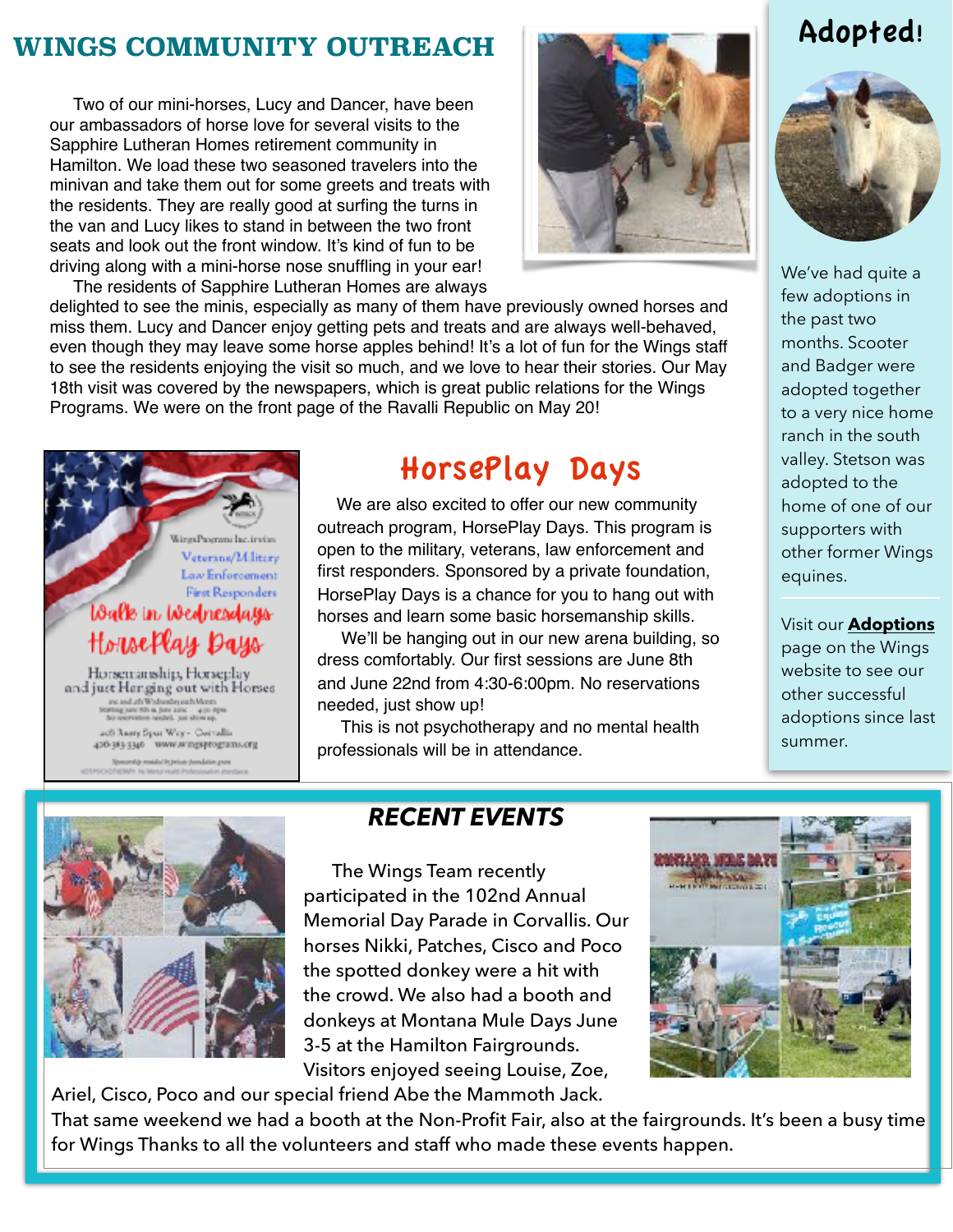## WINGS COMMUNITY OUTREACH

Two of our mini-horses, Lucy and Dancer, have been our ambassadors of horse love for several visits to the Sapphire Lutheran Homes retirement community in Hamilton. We load these two seasoned travelers into the minivan and take them out for some greets and treats with the residents. They are really good at surfing the turns in the van and Lucy likes to stand in between the two front seats and look out the front window. It's kind of fun to be driving along with a mini-horse nose snuffling in your ear!

The residents of Sapphire Lutheran Homes are always delighted to see the minis, especially as many of them have previously owned horses and miss them. Lucy and Dancer enjoy getting pets and treats and are always well-behaved, even though they may leave some horse apples behind! It's a lot of fun for the Wings staff to see the residents enjoying the visit so much, and we love to hear their stories. Our May 18th visit was covered by the newspapers, which is great public relations for the Wings Programs. We were on the front page of the Ravalli Republic on May 20!

## HorsePlay Days

We are also excited to offer our new community outreach program, HorsePlay Days. This program is open to the military, veterans, law enforcement and first responders. Sponsored by a private foundation, HorsePlay Days is a chance for you to hang out with horses and learn some basic horsemanship skills.

We'll be hanging out in our new arena building, so dress comfortably. Our first sessions are June 8th and June 22nd from 4:30-6:00pm. No reservations needed, just show up!

This is not psychotherapy and no mental health professionals will be in attendance.

## Adopted!

We've had quite a few adoptions in the past two months. Scooter and Badger were adopted together to a very nice home ranch in the south valley. Stetson was adopted to the home of one of our supporters with other former Wings equines.

Visit our **Adoptions** page on the Wings website to see our other successful adoptions since last summer.

## *RECENT EVENTS*

The Wings Team recently participated in the 102nd Annual Memorial Day Parade in Corvallis. Our horses Nikki, Patches, Cisco and Poco the spotted donkey were a hit with the crowd. We also had a booth and donkeys at Montana Mule Days June 3-5 at the Hamilton Fairgrounds. Visitors enjoyed seeing Louise, Zoe, Ariel, Cisco, Poco and our special friend Abe the Mammoth Jack. That same weekend we had a booth at the Non-Profit Fair, also at the fairgrounds. It's been a busy time for Wings Thanks to all the volunteers and staff who made these events happen.